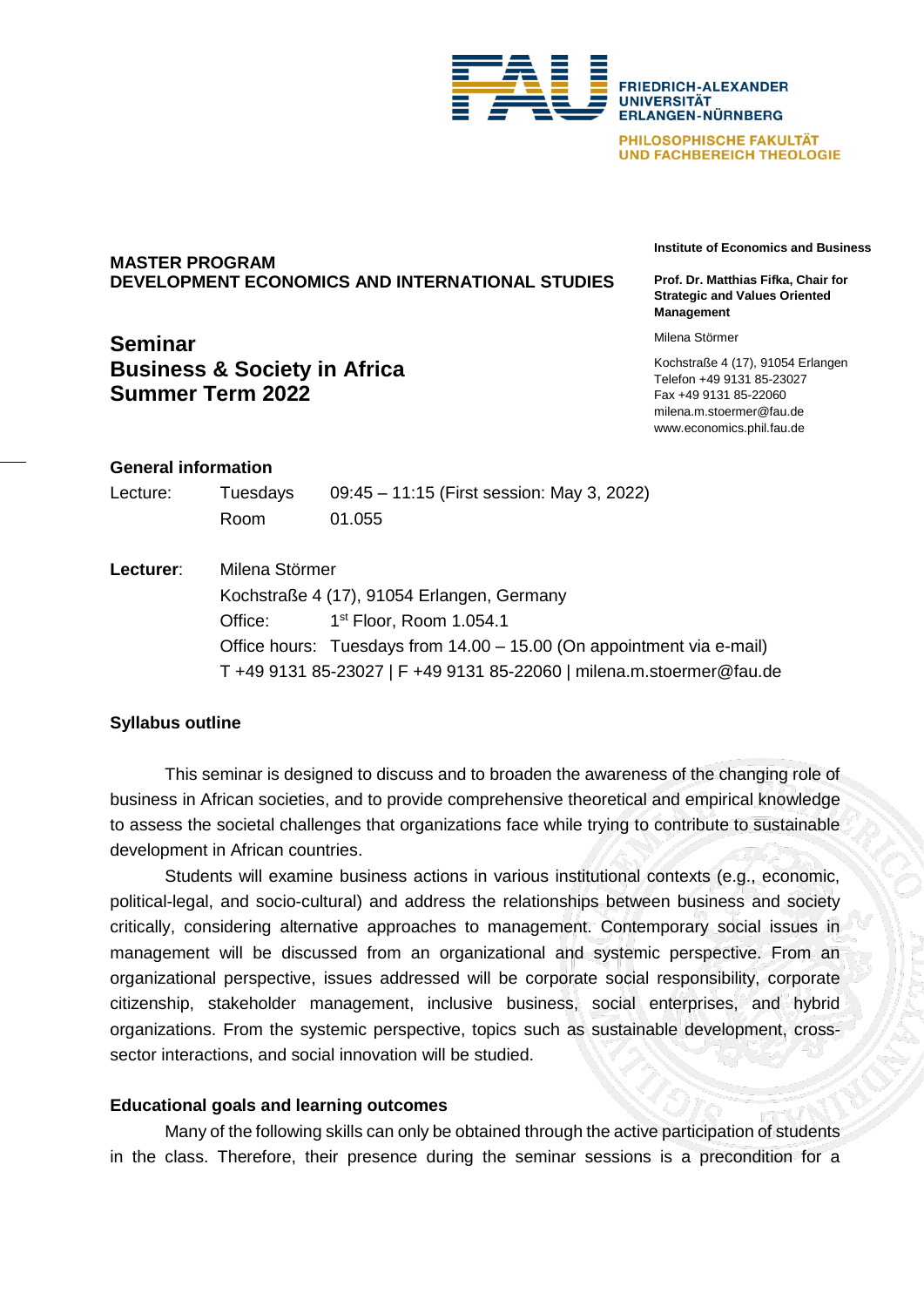FRIEDRICH-ALEXANDER
UNIVERSITÄT
ERLANGEN-NÜRNBERG

PHILOSOPHISCHE FAKULTÄT
UND FACHBEREICH THEOLOGIE

**Institute of Economics and Business**

**Prof. Dr. Matthias Fifka, Chair for Strategic and Values Oriented Management**

Milena Störmer

Kochstraße 4 (17), 91054 Erlangen
Telefon +49 9131 85-23027
Fax +49 9131 85-22060
milena.m.stoermer@fau.de
www.economics.phil.fau.de

**MASTER PROGRAM**
**DEVELOPMENT ECONOMICS AND INTERNATIONAL STUDIES**

# Seminar
# Business & Society in Africa
# Summer Term 2022

## General information

Lecture: Tuesdays 09:45 – 11:15 (First session: May 3, 2022)
Room 01.055

**Lecturer**: Milena Störmer
Kochstraße 4 (17), 91054 Erlangen, Germany
Office: 1st Floor, Room 1.054.1
Office hours: Tuesdays from 14.00 – 15.00 (On appointment via e-mail)
T +49 9131 85-23027 | F +49 9131 85-22060 | milena.m.stoermer@fau.de

## Syllabus outline

This seminar is designed to discuss and to broaden the awareness of the changing role of business in African societies, and to provide comprehensive theoretical and empirical knowledge to assess the societal challenges that organizations face while trying to contribute to sustainable development in African countries.

Students will examine business actions in various institutional contexts (e.g., economic, political-legal, and socio-cultural) and address the relationships between business and society critically, considering alternative approaches to management. Contemporary social issues in management will be discussed from an organizational and systemic perspective. From an organizational perspective, issues addressed will be corporate social responsibility, corporate citizenship, stakeholder management, inclusive business, social enterprises, and hybrid organizations. From the systemic perspective, topics such as sustainable development, cross-sector interactions, and social innovation will be studied.

## Educational goals and learning outcomes

Many of the following skills can only be obtained through the active participation of students in the class. Therefore, their presence during the seminar sessions is a precondition for a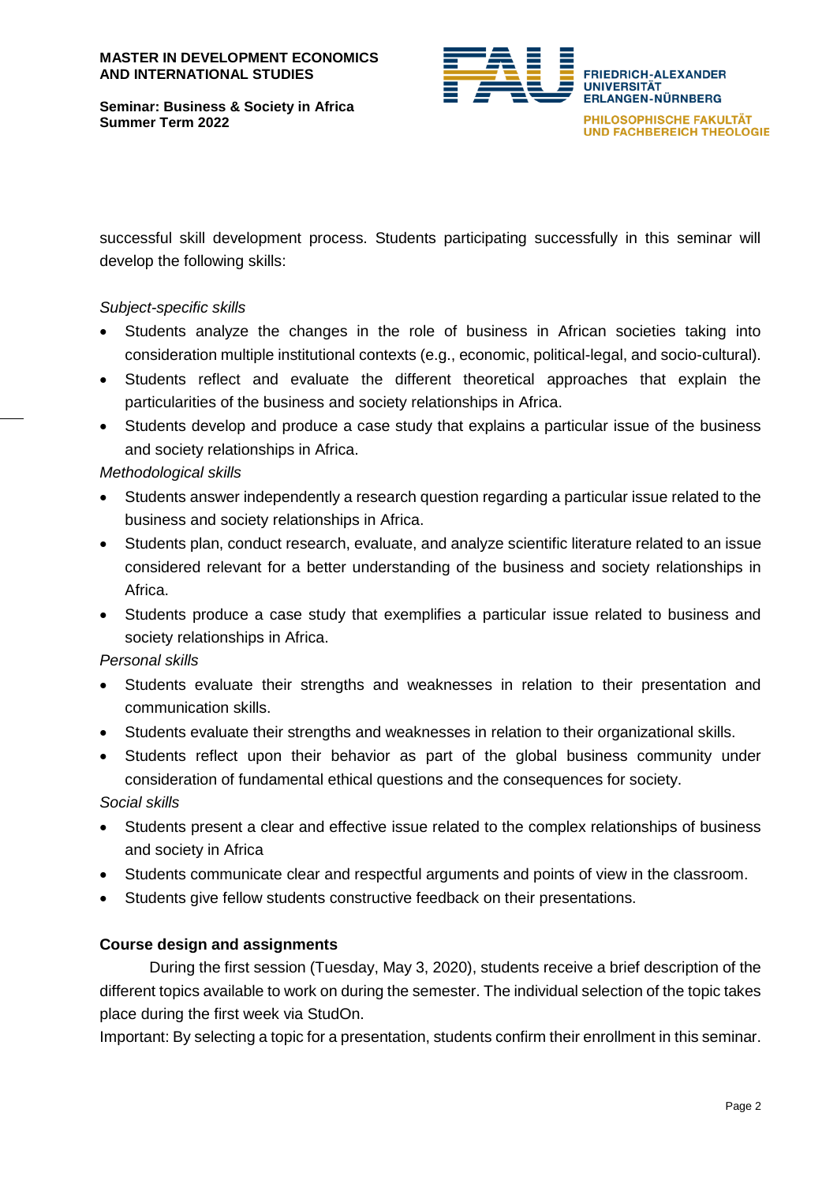successful skill development process. Students participating successfully in this seminar will develop the following skills:

*Subject-specific skills*

- Students analyze the changes in the role of business in African societies taking into consideration multiple institutional contexts (e.g., economic, political-legal, and socio-cultural).
- Students reflect and evaluate the different theoretical approaches that explain the particularities of the business and society relationships in Africa.
- Students develop and produce a case study that explains a particular issue of the business and society relationships in Africa.

*Methodological skills*

- Students answer independently a research question regarding a particular issue related to the business and society relationships in Africa.
- Students plan, conduct research, evaluate, and analyze scientific literature related to an issue considered relevant for a better understanding of the business and society relationships in Africa.
- Students produce a case study that exemplifies a particular issue related to business and society relationships in Africa.

*Personal skills*

- Students evaluate their strengths and weaknesses in relation to their presentation and communication skills.
- Students evaluate their strengths and weaknesses in relation to their organizational skills.
- Students reflect upon their behavior as part of the global business community under consideration of fundamental ethical questions and the consequences for society.

*Social skills*

- Students present a clear and effective issue related to the complex relationships of business and society in Africa
- Students communicate clear and respectful arguments and points of view in the classroom.
- Students give fellow students constructive feedback on their presentations.

**Course design and assignments**

During the first session (Tuesday, May 3, 2020), students receive a brief description of the different topics available to work on during the semester. The individual selection of the topic takes place during the first week via StudOn.

Important: By selecting a topic for a presentation, students confirm their enrollment in this seminar.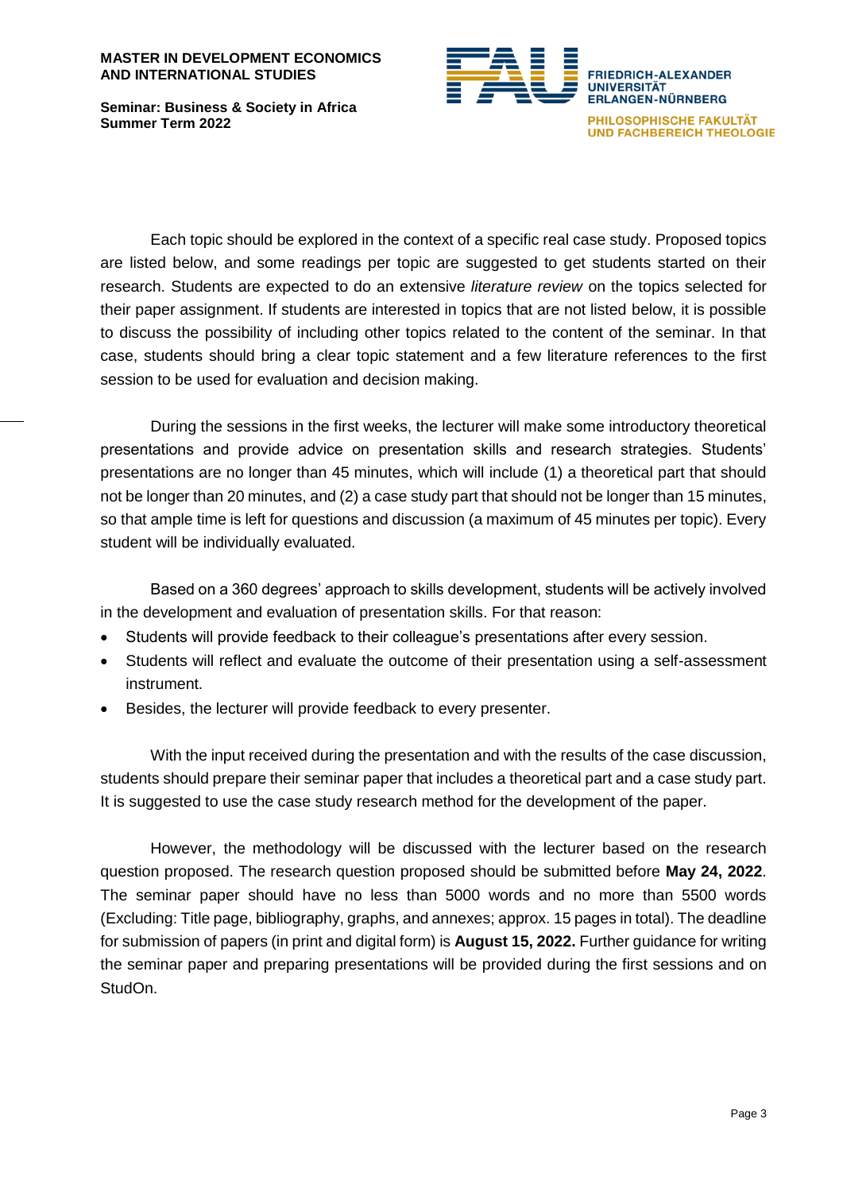Each topic should be explored in the context of a specific real case study. Proposed topics are listed below, and some readings per topic are suggested to get students started on their research. Students are expected to do an extensive *literature review* on the topics selected for their paper assignment. If students are interested in topics that are not listed below, it is possible to discuss the possibility of including other topics related to the content of the seminar. In that case, students should bring a clear topic statement and a few literature references to the first session to be used for evaluation and decision making.

During the sessions in the first weeks, the lecturer will make some introductory theoretical presentations and provide advice on presentation skills and research strategies. Students' presentations are no longer than 45 minutes, which will include (1) a theoretical part that should not be longer than 20 minutes, and (2) a case study part that should not be longer than 15 minutes, so that ample time is left for questions and discussion (a maximum of 45 minutes per topic). Every student will be individually evaluated.

Based on a 360 degrees' approach to skills development, students will be actively involved in the development and evaluation of presentation skills. For that reason:

- Students will provide feedback to their colleague's presentations after every session.
- Students will reflect and evaluate the outcome of their presentation using a self-assessment instrument.
- Besides, the lecturer will provide feedback to every presenter.

With the input received during the presentation and with the results of the case discussion, students should prepare their seminar paper that includes a theoretical part and a case study part. It is suggested to use the case study research method for the development of the paper.

However, the methodology will be discussed with the lecturer based on the research question proposed. The research question proposed should be submitted before **May 24, 2022**. The seminar paper should have no less than 5000 words and no more than 5500 words (Excluding: Title page, bibliography, graphs, and annexes; approx. 15 pages in total). The deadline for submission of papers (in print and digital form) is **August 15, 2022.** Further guidance for writing the seminar paper and preparing presentations will be provided during the first sessions and on StudOn.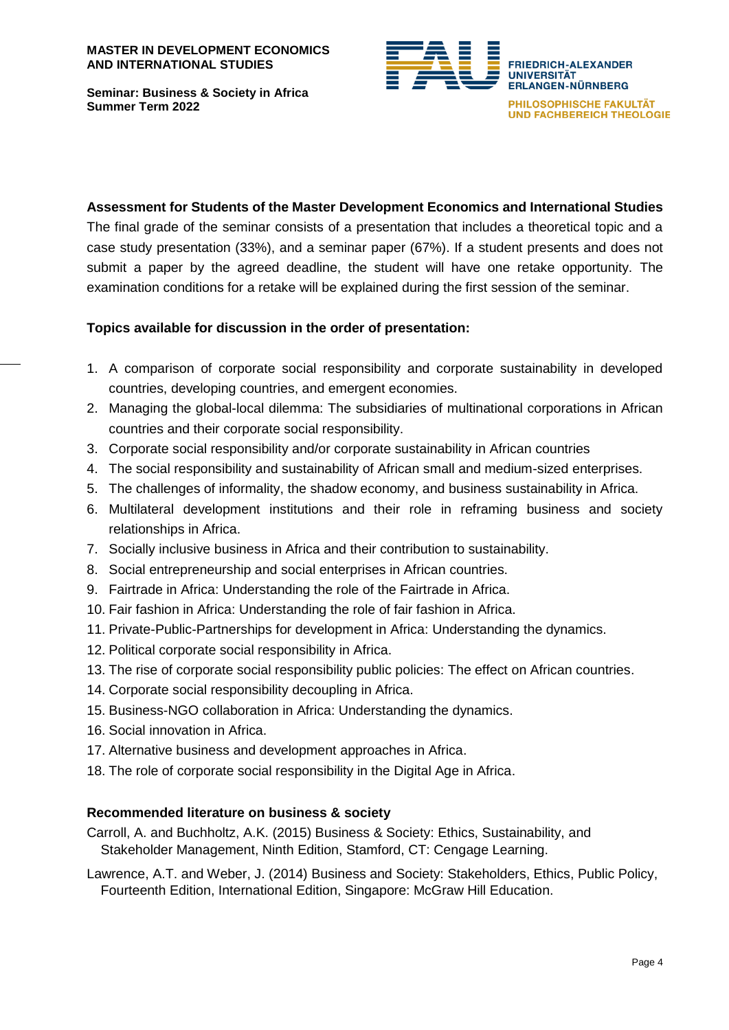## Assessment for Students of the Master Development Economics and International Studies

The final grade of the seminar consists of a presentation that includes a theoretical topic and a case study presentation (33%), and a seminar paper (67%). If a student presents and does not submit a paper by the agreed deadline, the student will have one retake opportunity. The examination conditions for a retake will be explained during the first session of the seminar.

## Topics available for discussion in the order of presentation:

1. A comparison of corporate social responsibility and corporate sustainability in developed countries, developing countries, and emergent economies.
2. Managing the global-local dilemma: The subsidiaries of multinational corporations in African countries and their corporate social responsibility.
3. Corporate social responsibility and/or corporate sustainability in African countries
4. The social responsibility and sustainability of African small and medium-sized enterprises.
5. The challenges of informality, the shadow economy, and business sustainability in Africa.
6. Multilateral development institutions and their role in reframing business and society relationships in Africa.
7. Socially inclusive business in Africa and their contribution to sustainability.
8. Social entrepreneurship and social enterprises in African countries.
9. Fairtrade in Africa: Understanding the role of the Fairtrade in Africa.
10. Fair fashion in Africa: Understanding the role of fair fashion in Africa.
11. Private-Public-Partnerships for development in Africa: Understanding the dynamics.
12. Political corporate social responsibility in Africa.
13. The rise of corporate social responsibility public policies: The effect on African countries.
14. Corporate social responsibility decoupling in Africa.
15. Business-NGO collaboration in Africa: Understanding the dynamics.
16. Social innovation in Africa.
17. Alternative business and development approaches in Africa.
18. The role of corporate social responsibility in the Digital Age in Africa.

## Recommended literature on business & society

Carroll, A. and Buchholtz, A.K. (2015) Business & Society: Ethics, Sustainability, and Stakeholder Management, Ninth Edition, Stamford, CT: Cengage Learning.

Lawrence, A.T. and Weber, J. (2014) Business and Society: Stakeholders, Ethics, Public Policy, Fourteenth Edition, International Edition, Singapore: McGraw Hill Education.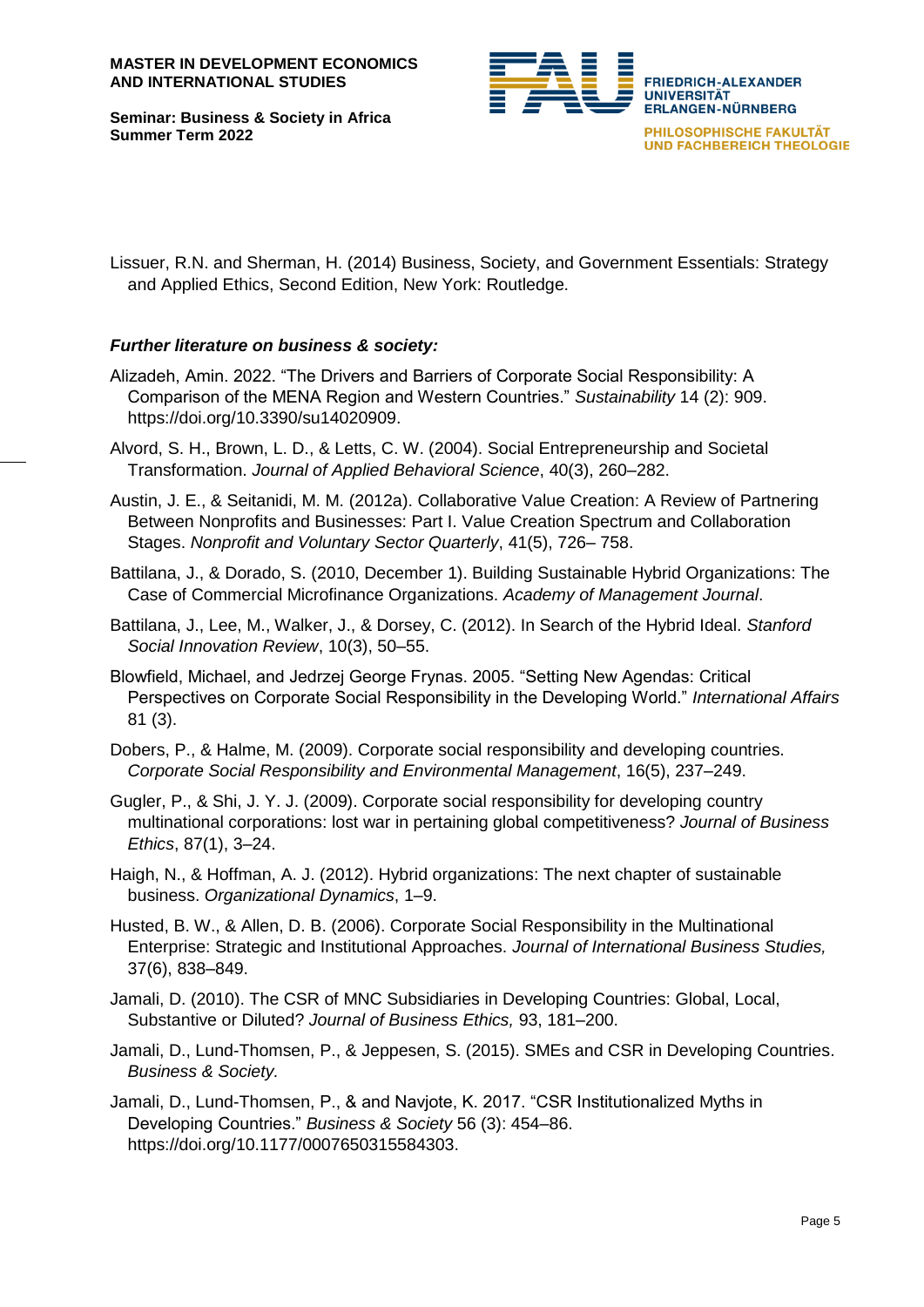Lissuer, R.N. and Sherman, H. (2014) Business, Society, and Government Essentials: Strategy and Applied Ethics, Second Edition, New York: Routledge.

***Further literature on business & society:***

Alizadeh, Amin. 2022. "The Drivers and Barriers of Corporate Social Responsibility: A Comparison of the MENA Region and Western Countries." *Sustainability* 14 (2): 909. https://doi.org/10.3390/su14020909.

Alvord, S. H., Brown, L. D., & Letts, C. W. (2004). Social Entrepreneurship and Societal Transformation. *Journal of Applied Behavioral Science*, 40(3), 260–282.

Austin, J. E., & Seitanidi, M. M. (2012a). Collaborative Value Creation: A Review of Partnering Between Nonprofits and Businesses: Part I. Value Creation Spectrum and Collaboration Stages. *Nonprofit and Voluntary Sector Quarterly*, 41(5), 726– 758.

Battilana, J., & Dorado, S. (2010, December 1). Building Sustainable Hybrid Organizations: The Case of Commercial Microfinance Organizations. *Academy of Management Journal*.

Battilana, J., Lee, M., Walker, J., & Dorsey, C. (2012). In Search of the Hybrid Ideal. *Stanford Social Innovation Review*, 10(3), 50–55.

Blowfield, Michael, and Jedrzej George Frynas. 2005. "Setting New Agendas: Critical Perspectives on Corporate Social Responsibility in the Developing World." *International Affairs* 81 (3).

Dobers, P., & Halme, M. (2009). Corporate social responsibility and developing countries. *Corporate Social Responsibility and Environmental Management*, 16(5), 237–249.

Gugler, P., & Shi, J. Y. J. (2009). Corporate social responsibility for developing country multinational corporations: lost war in pertaining global competitiveness? *Journal of Business Ethics*, 87(1), 3–24.

Haigh, N., & Hoffman, A. J. (2012). Hybrid organizations: The next chapter of sustainable business. *Organizational Dynamics*, 1–9.

Husted, B. W., & Allen, D. B. (2006). Corporate Social Responsibility in the Multinational Enterprise: Strategic and Institutional Approaches. *Journal of International Business Studies,* 37(6), 838–849.

Jamali, D. (2010). The CSR of MNC Subsidiaries in Developing Countries: Global, Local, Substantive or Diluted? *Journal of Business Ethics,* 93, 181–200.

Jamali, D., Lund-Thomsen, P., & Jeppesen, S. (2015). SMEs and CSR in Developing Countries. *Business & Society.*

Jamali, D., Lund-Thomsen, P., & and Navjote, K. 2017. "CSR Institutionalized Myths in Developing Countries." *Business & Society* 56 (3): 454–86. https://doi.org/10.1177/0007650315584303.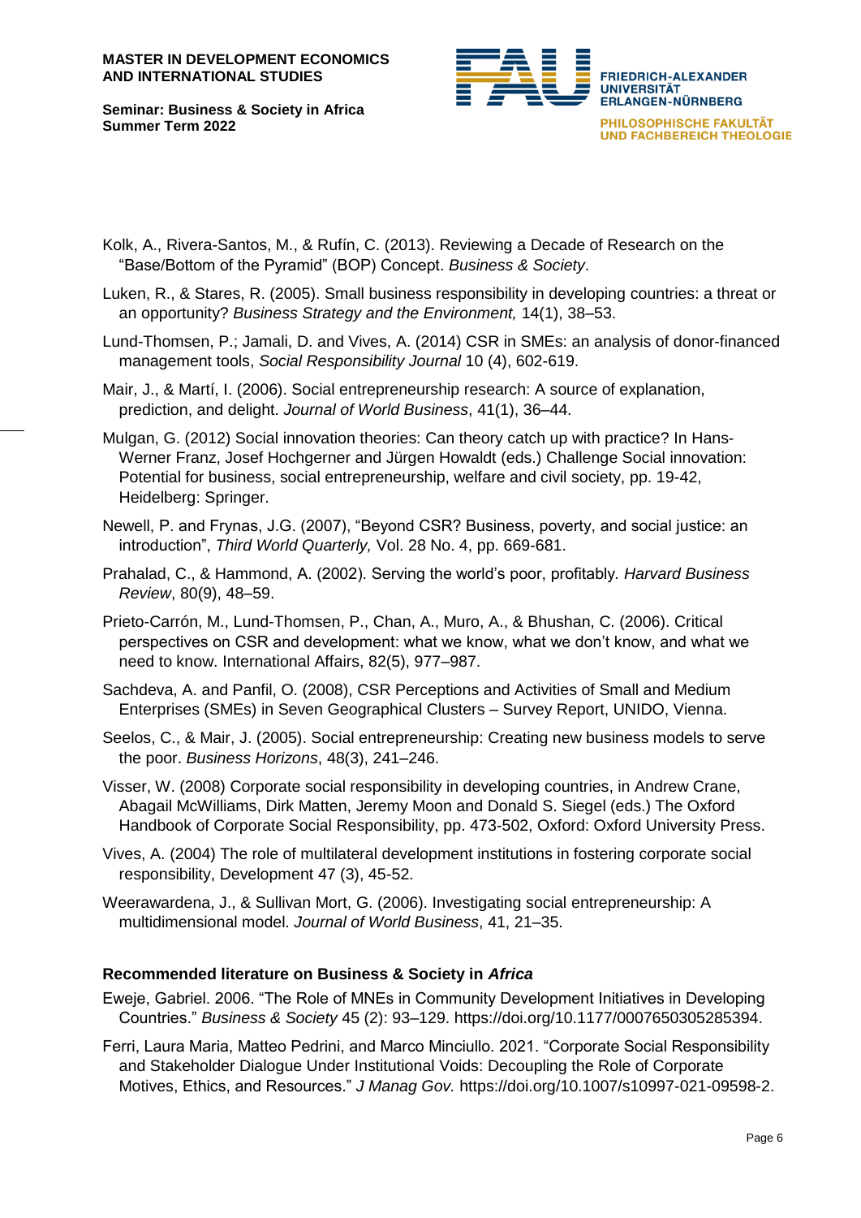Kolk, A., Rivera-Santos, M., & Rufín, C. (2013). Reviewing a Decade of Research on the "Base/Bottom of the Pyramid" (BOP) Concept. *Business & Society*.

Luken, R., & Stares, R. (2005). Small business responsibility in developing countries: a threat or an opportunity? *Business Strategy and the Environment,* 14(1), 38–53.

Lund-Thomsen, P.; Jamali, D. and Vives, A. (2014) CSR in SMEs: an analysis of donor-financed management tools, *Social Responsibility Journal* 10 (4), 602-619.

Mair, J., & Martí, I. (2006). Social entrepreneurship research: A source of explanation, prediction, and delight. *Journal of World Business*, 41(1), 36–44.

Mulgan, G. (2012) Social innovation theories: Can theory catch up with practice? In Hans-Werner Franz, Josef Hochgerner and Jürgen Howaldt (eds.) Challenge Social innovation: Potential for business, social entrepreneurship, welfare and civil society, pp. 19-42, Heidelberg: Springer.

Newell, P. and Frynas, J.G. (2007), "Beyond CSR? Business, poverty, and social justice: an introduction", *Third World Quarterly,* Vol. 28 No. 4, pp. 669-681.

Prahalad, C., & Hammond, A. (2002). Serving the world's poor, profitably. *Harvard Business Review*, 80(9), 48–59.

Prieto-Carrón, M., Lund-Thomsen, P., Chan, A., Muro, A., & Bhushan, C. (2006). Critical perspectives on CSR and development: what we know, what we don't know, and what we need to know. International Affairs, 82(5), 977–987.

Sachdeva, A. and Panfil, O. (2008), CSR Perceptions and Activities of Small and Medium Enterprises (SMEs) in Seven Geographical Clusters – Survey Report, UNIDO, Vienna.

Seelos, C., & Mair, J. (2005). Social entrepreneurship: Creating new business models to serve the poor. *Business Horizons*, 48(3), 241–246.

Visser, W. (2008) Corporate social responsibility in developing countries, in Andrew Crane, Abagail McWilliams, Dirk Matten, Jeremy Moon and Donald S. Siegel (eds.) The Oxford Handbook of Corporate Social Responsibility, pp. 473-502, Oxford: Oxford University Press.

Vives, A. (2004) The role of multilateral development institutions in fostering corporate social responsibility, Development 47 (3), 45-52.

Weerawardena, J., & Sullivan Mort, G. (2006). Investigating social entrepreneurship: A multidimensional model. *Journal of World Business*, 41, 21–35.

**Recommended literature on Business & Society in *Africa***

Eweje, Gabriel. 2006. "The Role of MNEs in Community Development Initiatives in Developing Countries." *Business & Society* 45 (2): 93–129. https://doi.org/10.1177/0007650305285394.

Ferri, Laura Maria, Matteo Pedrini, and Marco Minciullo. 2021. "Corporate Social Responsibility and Stakeholder Dialogue Under Institutional Voids: Decoupling the Role of Corporate Motives, Ethics, and Resources." *J Manag Gov.* https://doi.org/10.1007/s10997-021-09598-2.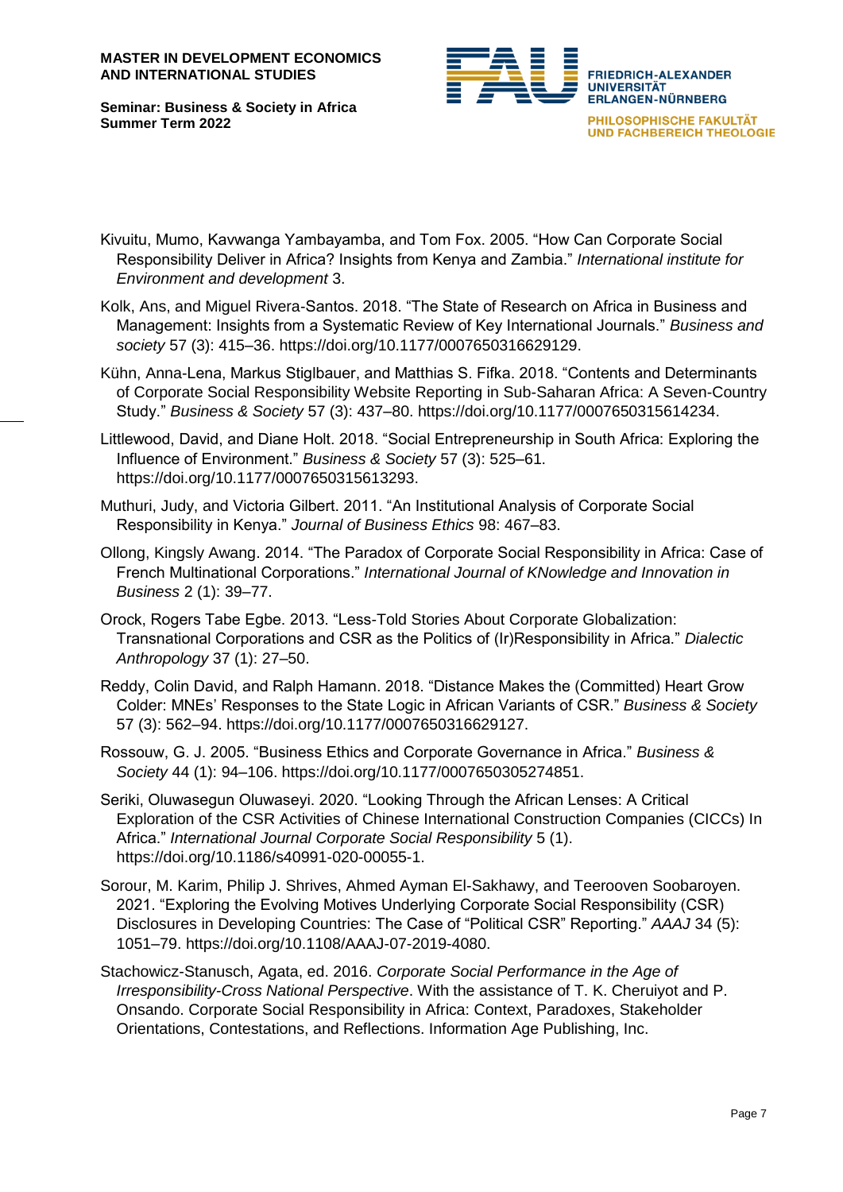Kivuitu, Mumo, Kavwanga Yambayamba, and Tom Fox. 2005. "How Can Corporate Social Responsibility Deliver in Africa? Insights from Kenya and Zambia." *International institute for Environment and development* 3.

Kolk, Ans, and Miguel Rivera-Santos. 2018. "The State of Research on Africa in Business and Management: Insights from a Systematic Review of Key International Journals." *Business and society* 57 (3): 415–36. https://doi.org/10.1177/0007650316629129.

Kühn, Anna-Lena, Markus Stiglbauer, and Matthias S. Fifka. 2018. "Contents and Determinants of Corporate Social Responsibility Website Reporting in Sub-Saharan Africa: A Seven-Country Study." *Business & Society* 57 (3): 437–80. https://doi.org/10.1177/0007650315614234.

Littlewood, David, and Diane Holt. 2018. "Social Entrepreneurship in South Africa: Exploring the Influence of Environment." *Business & Society* 57 (3): 525–61. https://doi.org/10.1177/0007650315613293.

Muthuri, Judy, and Victoria Gilbert. 2011. "An Institutional Analysis of Corporate Social Responsibility in Kenya." *Journal of Business Ethics* 98: 467–83.

Ollong, Kingsly Awang. 2014. "The Paradox of Corporate Social Responsibility in Africa: Case of French Multinational Corporations." *International Journal of KNowledge and Innovation in Business* 2 (1): 39–77.

Orock, Rogers Tabe Egbe. 2013. "Less-Told Stories About Corporate Globalization: Transnational Corporations and CSR as the Politics of (Ir)Responsibility in Africa." *Dialectic Anthropology* 37 (1): 27–50.

Reddy, Colin David, and Ralph Hamann. 2018. "Distance Makes the (Committed) Heart Grow Colder: MNEs' Responses to the State Logic in African Variants of CSR." *Business & Society* 57 (3): 562–94. https://doi.org/10.1177/0007650316629127.

Rossouw, G. J. 2005. "Business Ethics and Corporate Governance in Africa." *Business & Society* 44 (1): 94–106. https://doi.org/10.1177/0007650305274851.

Seriki, Oluwasegun Oluwaseyi. 2020. "Looking Through the African Lenses: A Critical Exploration of the CSR Activities of Chinese International Construction Companies (CICCs) In Africa." *International Journal Corporate Social Responsibility* 5 (1). https://doi.org/10.1186/s40991-020-00055-1.

Sorour, M. Karim, Philip J. Shrives, Ahmed Ayman El-Sakhawy, and Teerooven Soobaroyen. 2021. "Exploring the Evolving Motives Underlying Corporate Social Responsibility (CSR) Disclosures in Developing Countries: The Case of "Political CSR" Reporting." *AAAJ* 34 (5): 1051–79. https://doi.org/10.1108/AAAJ-07-2019-4080.

Stachowicz-Stanusch, Agata, ed. 2016. *Corporate Social Performance in the Age of Irresponsibility-Cross National Perspective*. With the assistance of T. K. Cheruiyot and P. Onsando. Corporate Social Responsibility in Africa: Context, Paradoxes, Stakeholder Orientations, Contestations, and Reflections. Information Age Publishing, Inc.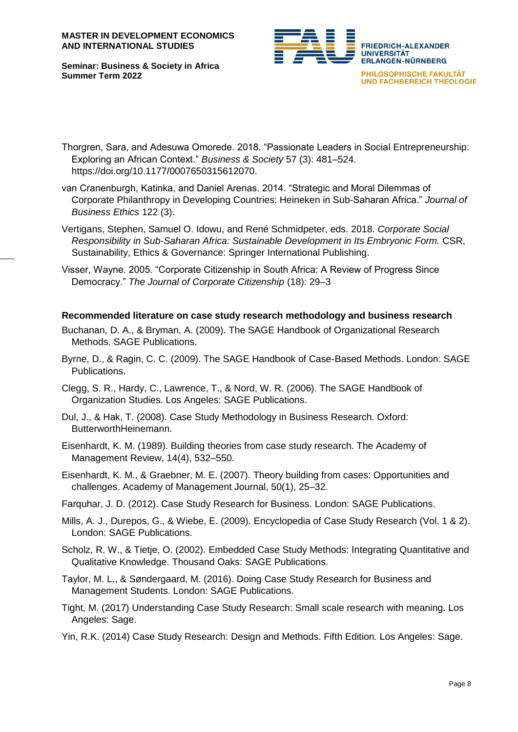Thorgren, Sara, and Adesuwa Omorede. 2018. "Passionate Leaders in Social Entrepreneurship: Exploring an African Context." *Business & Society* 57 (3): 481–524. https://doi.org/10.1177/0007650315612070.

van Cranenburgh, Katinka, and Daniel Arenas. 2014. "Strategic and Moral Dilemmas of Corporate Philanthropy in Developing Countries: Heineken in Sub-Saharan Africa." *Journal of Business Ethics* 122 (3).

Vertigans, Stephen, Samuel O. Idowu, and René Schmidpeter, eds. 2018. *Corporate Social Responsibility in Sub-Saharan Africa: Sustainable Development in Its Embryonic Form.* CSR, Sustainability, Ethics & Governance: Springer International Publishing.

Visser, Wayne. 2005. "Corporate Citizenship in South Africa: A Review of Progress Since Democracy." *The Journal of Corporate Citizenship* (18): 29–3

**Recommended literature on case study research methodology and business research**

Buchanan, D. A., & Bryman, A. (2009). The SAGE Handbook of Organizational Research Methods. SAGE Publications.

Byrne, D., & Ragin, C. C. (2009). The SAGE Handbook of Case-Based Methods. London: SAGE Publications.

Clegg, S. R., Hardy, C., Lawrence, T., & Nord, W. R. (2006). The SAGE Handbook of Organization Studies. Los Angeles: SAGE Publications.

Dul, J., & Hak, T. (2008). Case Study Methodology in Business Research. Oxford: ButterworthHeinemann.

Eisenhardt, K. M. (1989). Building theories from case study research. The Academy of Management Review, 14(4), 532–550.

Eisenhardt, K. M., & Graebner, M. E. (2007). Theory building from cases: Opportunities and challenges. Academy of Management Journal, 50(1), 25–32.

Farquhar, J. D. (2012). Case Study Research for Business. London: SAGE Publications.

Mills, A. J., Durepos, G., & Wiebe, E. (2009). Encyclopedia of Case Study Research (Vol. 1 & 2). London: SAGE Publications.

Scholz, R. W., & Tietje, O. (2002). Embedded Case Study Methods: Integrating Quantitative and Qualitative Knowledge. Thousand Oaks: SAGE Publications.

Taylor, M. L., & Søndergaard, M. (2016). Doing Case Study Research for Business and Management Students. London: SAGE Publications.

Tight, M. (2017) Understanding Case Study Research: Small scale research with meaning. Los Angeles: Sage.

Yin, R.K. (2014) Case Study Research: Design and Methods. Fifth Edition. Los Angeles: Sage.